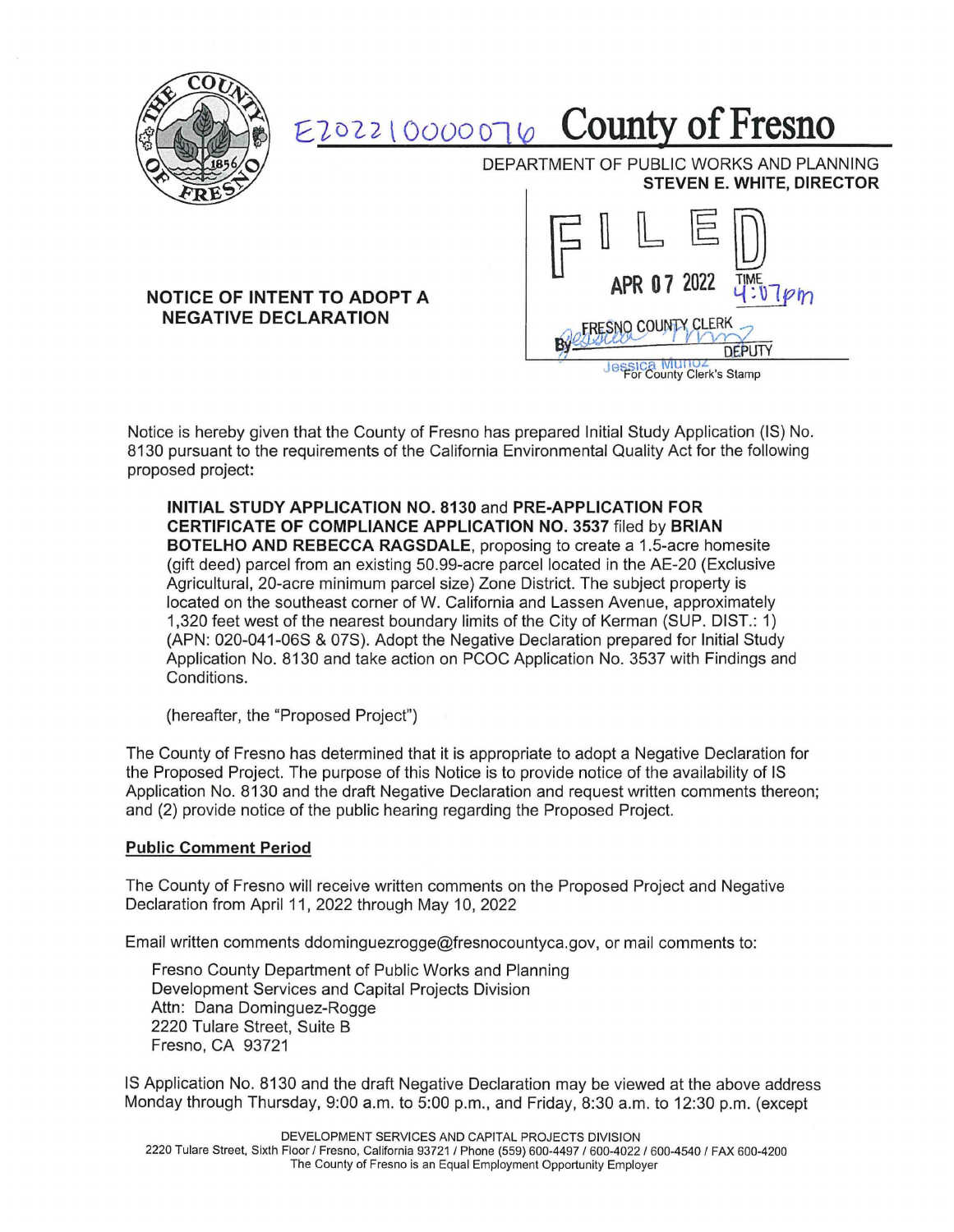E202210000076 **County of Fresno**

DEPARTMENT OF PUBLIC WORKS AND PLANNING
**STEVEN E. WHITE, DIRECTOR**

FILED
APR 07 2022 TIME 4:07pm
FRESNO COUNTY CLERK
By Jessica Munoz DEPUTY
For County Clerk's Stamp

**NOTICE OF INTENT TO ADOPT A NEGATIVE DECLARATION**

Notice is hereby given that the County of Fresno has prepared Initial Study Application (IS) No. 8130 pursuant to the requirements of the California Environmental Quality Act for the following proposed project:

> **INITIAL STUDY APPLICATION NO. 8130** and **PRE-APPLICATION FOR CERTIFICATE OF COMPLIANCE APPLICATION NO. 3537** filed by **BRIAN BOTELHO AND REBECCA RAGSDALE**, proposing to create a 1.5-acre homesite (gift deed) parcel from an existing 50.99-acre parcel located in the AE-20 (Exclusive Agricultural, 20-acre minimum parcel size) Zone District. The subject property is located on the southeast corner of W. California and Lassen Avenue, approximately 1,320 feet west of the nearest boundary limits of the City of Kerman (SUP. DIST.: 1) (APN: 020-041-06S & 07S). Adopt the Negative Declaration prepared for Initial Study Application No. 8130 and take action on PCOC Application No. 3537 with Findings and Conditions.
>
> (hereafter, the "Proposed Project")

The County of Fresno has determined that it is appropriate to adopt a Negative Declaration for the Proposed Project. The purpose of this Notice is to provide notice of the availability of IS Application No. 8130 and the draft Negative Declaration and request written comments thereon; and (2) provide notice of the public hearing regarding the Proposed Project.

## Public Comment Period

The County of Fresno will receive written comments on the Proposed Project and Negative Declaration from April 11, 2022 through May 10, 2022

Email written comments ddominguezrogge@fresnocountyca.gov, or mail comments to:

Fresno County Department of Public Works and Planning
Development Services and Capital Projects Division
Attn: Dana Dominguez-Rogge
2220 Tulare Street, Suite B
Fresno, CA 93721

IS Application No. 8130 and the draft Negative Declaration may be viewed at the above address Monday through Thursday, 9:00 a.m. to 5:00 p.m., and Friday, 8:30 a.m. to 12:30 p.m. (except

DEVELOPMENT SERVICES AND CAPITAL PROJECTS DIVISION
2220 Tulare Street, Sixth Floor / Fresno, California 93721 / Phone (559) 600-4497 / 600-4022 / 600-4540 / FAX 600-4200
The County of Fresno is an Equal Employment Opportunity Employer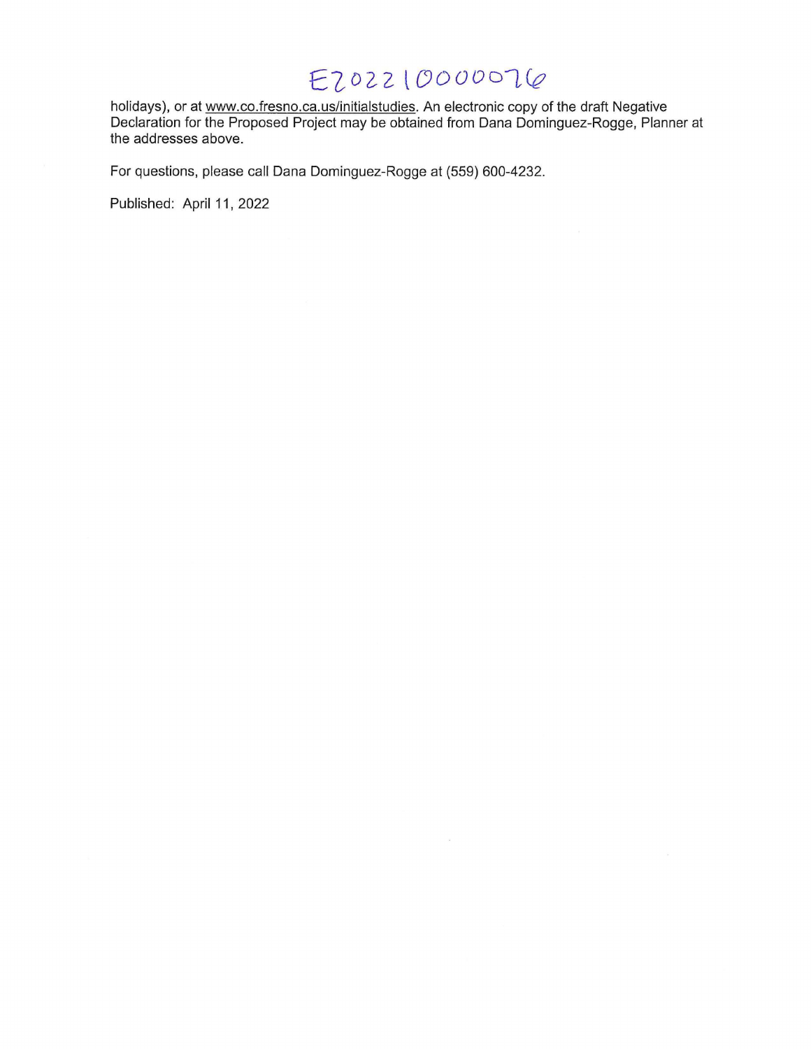E202210000076

holidays), or at www.co.fresno.ca.us/initialstudies. An electronic copy of the draft Negative Declaration for the Proposed Project may be obtained from Dana Dominguez-Rogge, Planner at the addresses above.

For questions, please call Dana Dominguez-Rogge at (559) 600-4232.

Published: April 11, 2022